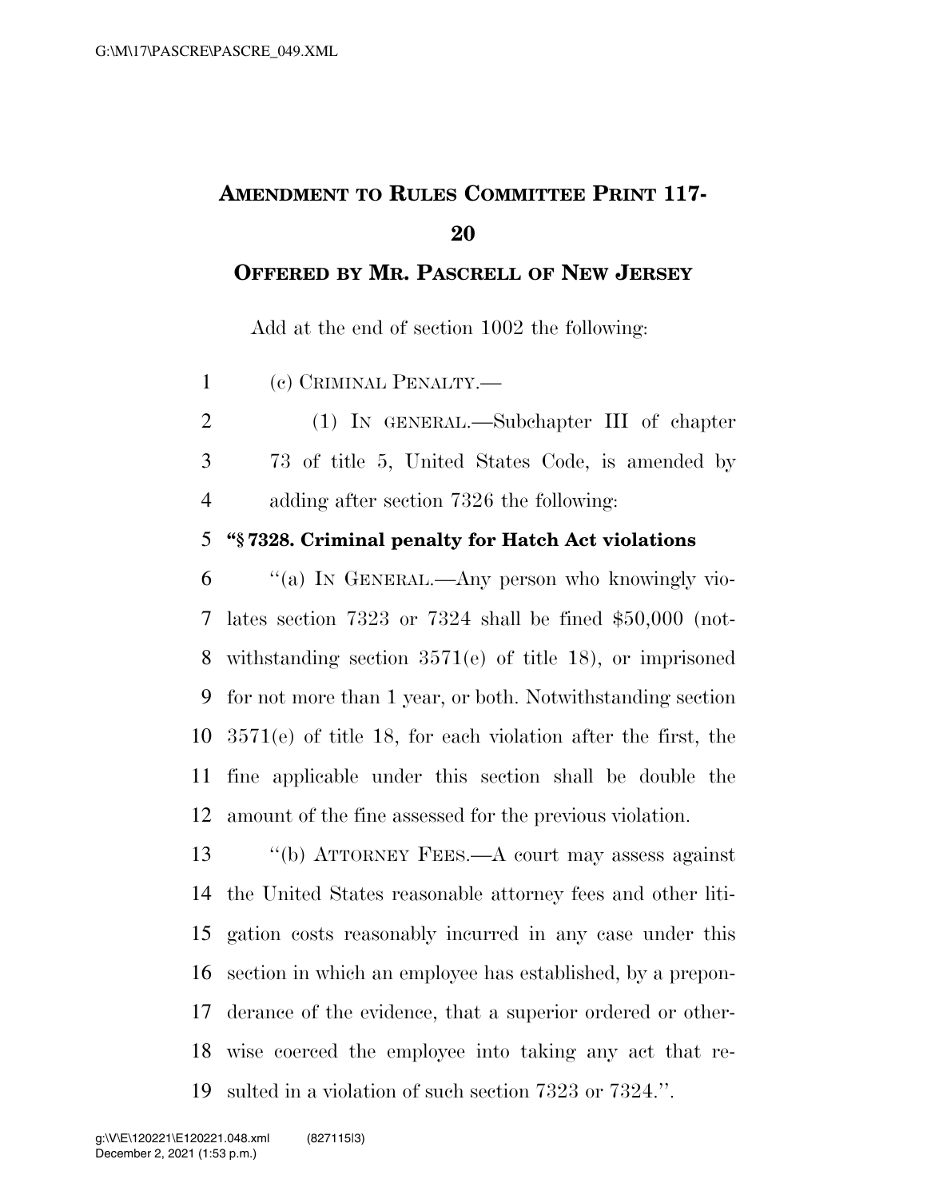# AMENDMENT TO RULES COMMITTEE PRINT 117-20

## OFFERED BY MR. PASCRELL OF NEW JERSEY

Add at the end of section 1002 the following:

(c) CRIMINAL PENALTY.—

(1) IN GENERAL.—Subchapter III of chapter 73 of title 5, United States Code, is amended by adding after section 7326 the following:

**"§ 7328. Criminal penalty for Hatch Act violations**

"(a) IN GENERAL.—Any person who knowingly violates section 7323 or 7324 shall be fined $50,000 (notwithstanding section 3571(e) of title 18), or imprisoned for not more than 1 year, or both. Notwithstanding section 3571(e) of title 18, for each violation after the first, the fine applicable under this section shall be double the amount of the fine assessed for the previous violation.

"(b) ATTORNEY FEES.—A court may assess against the United States reasonable attorney fees and other litigation costs reasonably incurred in any case under this section in which an employee has established, by a preponderance of the evidence, that a superior ordered or otherwise coerced the employee into taking any act that resulted in a violation of such section 7323 or 7324.".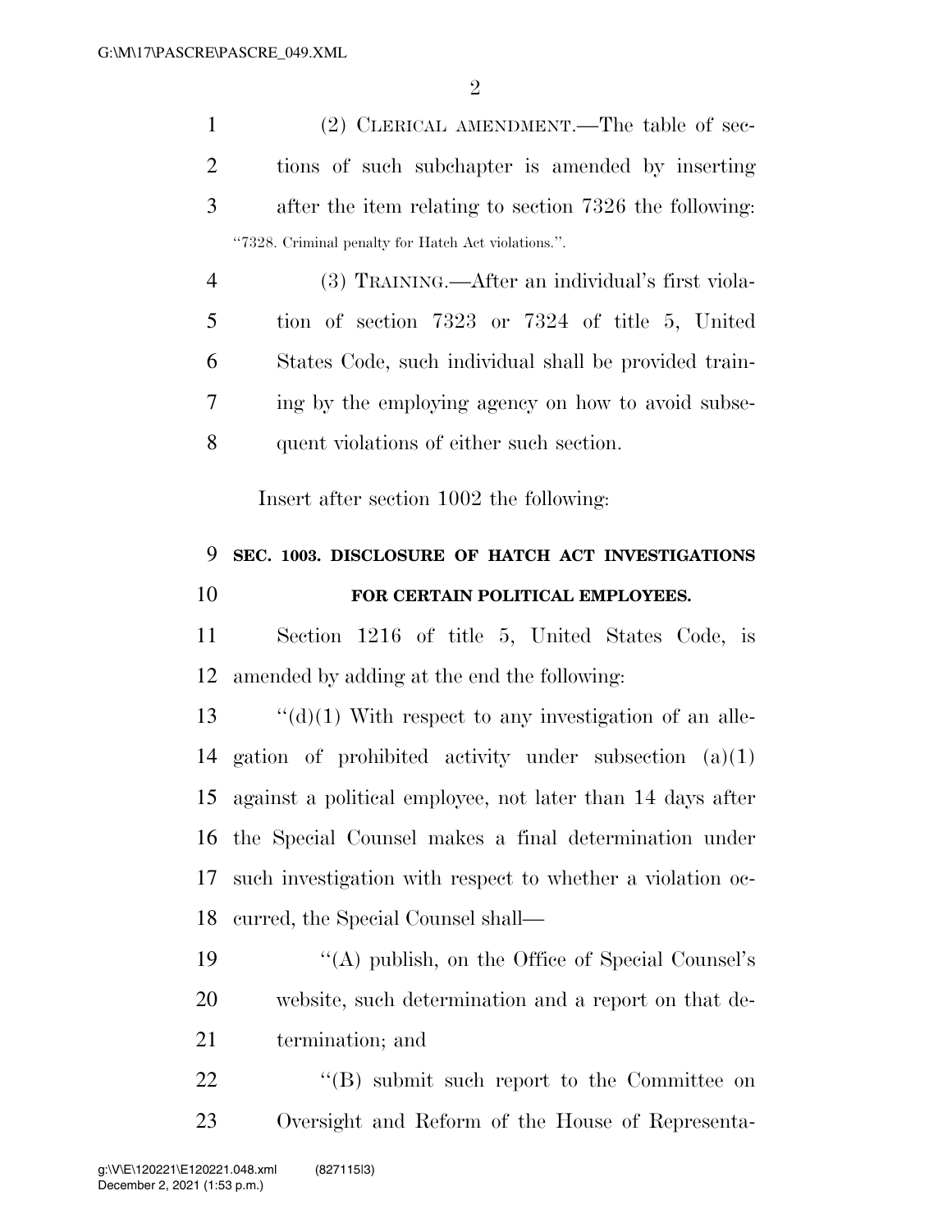(2) CLERICAL AMENDMENT.—The table of sections of such subchapter is amended by inserting after the item relating to section 7326 the following:

"7328. Criminal penalty for Hatch Act violations.".

(3) TRAINING.—After an individual's first violation of section 7323 or 7324 of title 5, United States Code, such individual shall be provided training by the employing agency on how to avoid subsequent violations of either such section.

Insert after section 1002 the following:

**SEC. 1003. DISCLOSURE OF HATCH ACT INVESTIGATIONS FOR CERTAIN POLITICAL EMPLOYEES.**

Section 1216 of title 5, United States Code, is amended by adding at the end the following:

"(d)(1) With respect to any investigation of an allegation of prohibited activity under subsection (a)(1) against a political employee, not later than 14 days after the Special Counsel makes a final determination under such investigation with respect to whether a violation occurred, the Special Counsel shall—

"(A) publish, on the Office of Special Counsel's website, such determination and a report on that determination; and

"(B) submit such report to the Committee on Oversight and Reform of the House of Representa-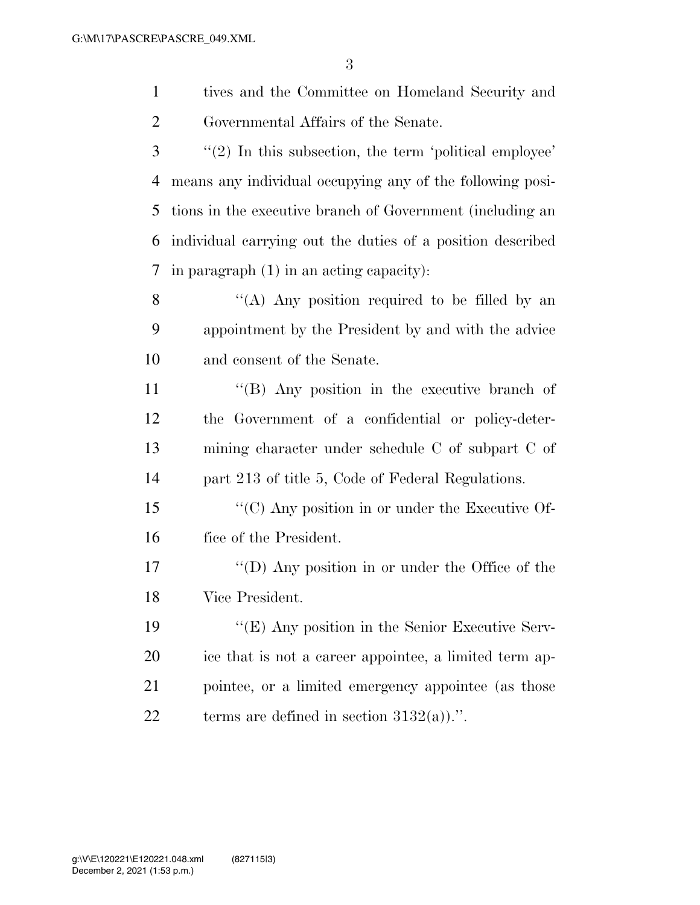tives and the Committee on Homeland Security and Governmental Affairs of the Senate.

''(2) In this subsection, the term 'political employee' means any individual occupying any of the following positions in the executive branch of Government (including an individual carrying out the duties of a position described in paragraph (1) in an acting capacity):

''(A) Any position required to be filled by an appointment by the President by and with the advice and consent of the Senate.

''(B) Any position in the executive branch of the Government of a confidential or policy-determining character under schedule C of subpart C of part 213 of title 5, Code of Federal Regulations.

''(C) Any position in or under the Executive Office of the President.

''(D) Any position in or under the Office of the Vice President.

''(E) Any position in the Senior Executive Service that is not a career appointee, a limited term appointee, or a limited emergency appointee (as those terms are defined in section 3132(a)).''.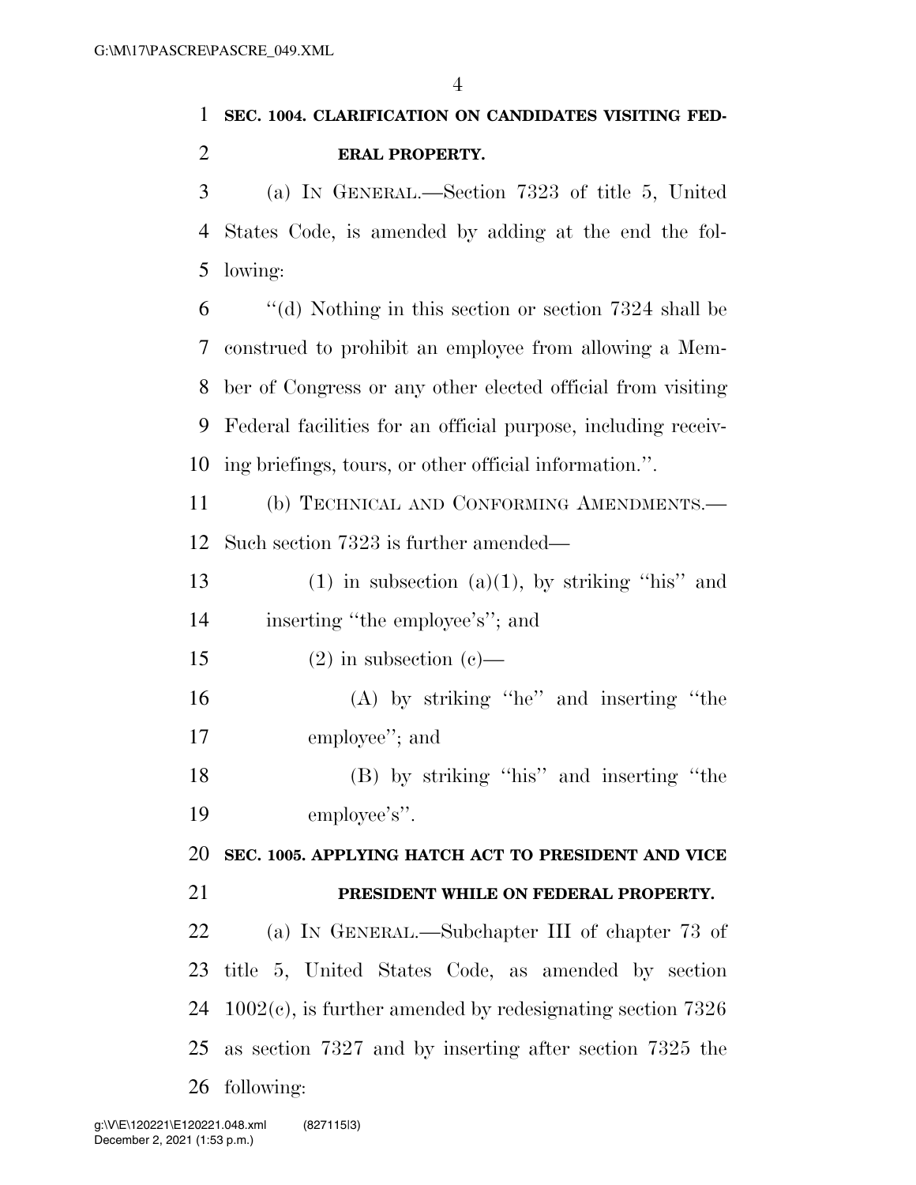**SEC. 1004. CLARIFICATION ON CANDIDATES VISITING FEDERAL PROPERTY.**

(a) IN GENERAL.—Section 7323 of title 5, United States Code, is amended by adding at the end the following:

"(d) Nothing in this section or section 7324 shall be construed to prohibit an employee from allowing a Member of Congress or any other elected official from visiting Federal facilities for an official purpose, including receiving briefings, tours, or other official information.".

(b) TECHNICAL AND CONFORMING AMENDMENTS.—Such section 7323 is further amended—

(1) in subsection (a)(1), by striking "his" and inserting "the employee's"; and

(2) in subsection (c)—

(A) by striking "he" and inserting "the employee"; and

(B) by striking "his" and inserting "the employee's".

**SEC. 1005. APPLYING HATCH ACT TO PRESIDENT AND VICE PRESIDENT WHILE ON FEDERAL PROPERTY.**

(a) IN GENERAL.—Subchapter III of chapter 73 of title 5, United States Code, as amended by section 1002(c), is further amended by redesignating section 7326 as section 7327 and by inserting after section 7325 the following: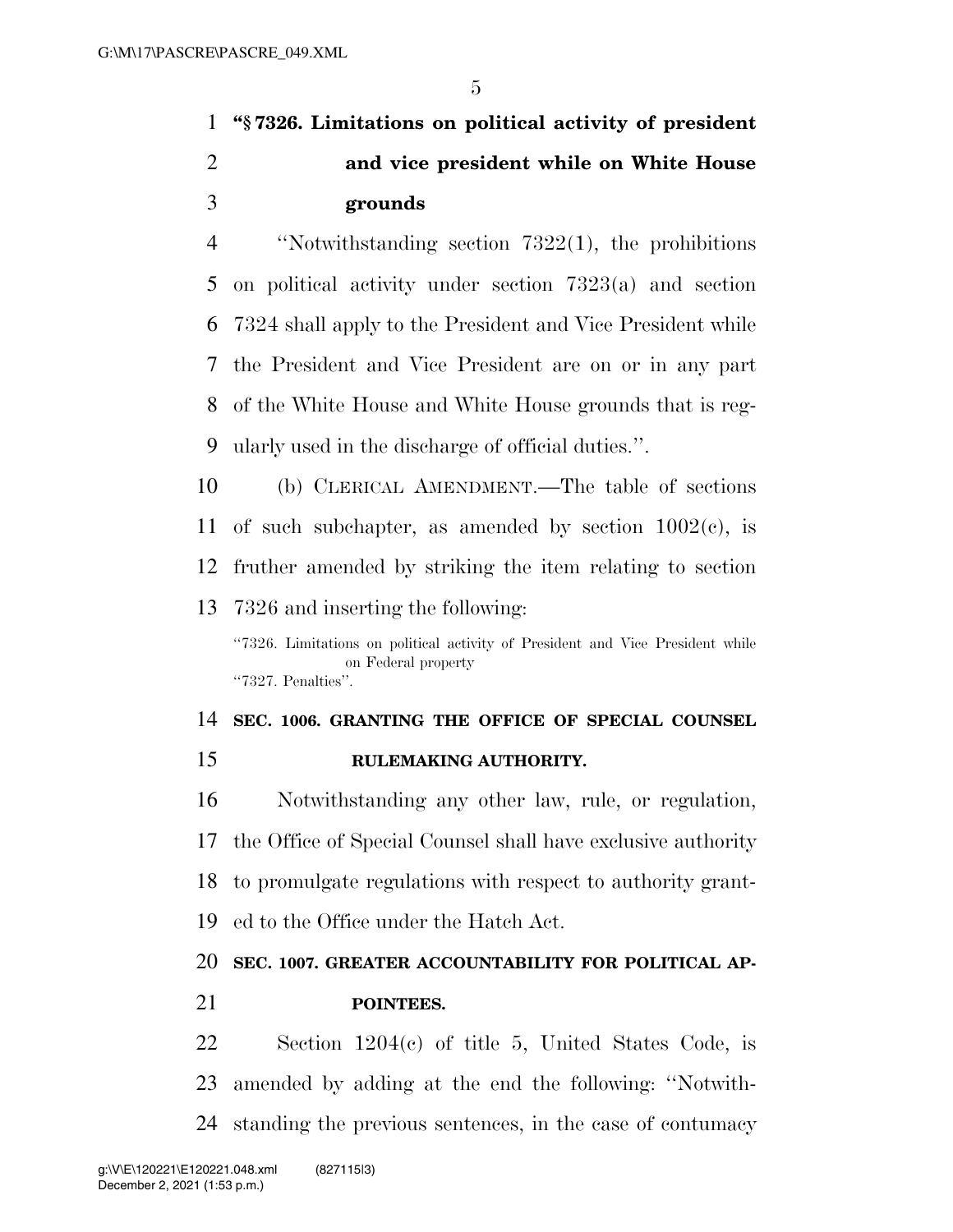**"§ 7326. Limitations on political activity of president and vice president while on White House grounds**

"Notwithstanding section 7322(1), the prohibitions on political activity under section 7323(a) and section 7324 shall apply to the President and Vice President while the President and Vice President are on or in any part of the White House and White House grounds that is regularly used in the discharge of official duties.".

(b) CLERICAL AMENDMENT.—The table of sections of such subchapter, as amended by section 1002(c), is fruther amended by striking the item relating to section 7326 and inserting the following:

"7326. Limitations on political activity of President and Vice President while on Federal property
"7327. Penalties".

**SEC. 1006. GRANTING THE OFFICE OF SPECIAL COUNSEL RULEMAKING AUTHORITY.**

Notwithstanding any other law, rule, or regulation, the Office of Special Counsel shall have exclusive authority to promulgate regulations with respect to authority granted to the Office under the Hatch Act.

**SEC. 1007. GREATER ACCOUNTABILITY FOR POLITICAL APPOINTEES.**

Section 1204(c) of title 5, United States Code, is amended by adding at the end the following: "Notwithstanding the previous sentences, in the case of contumacy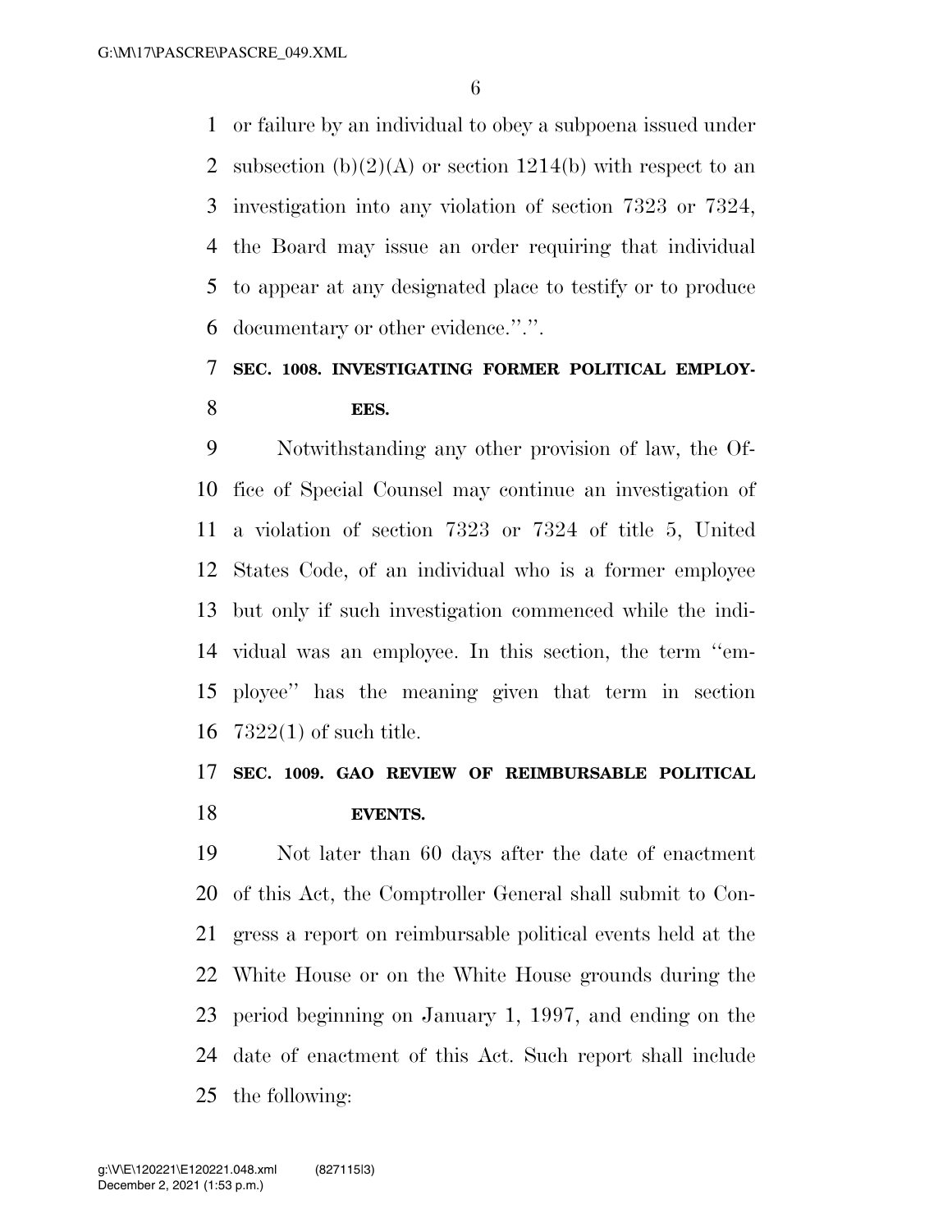or failure by an individual to obey a subpoena issued under subsection (b)(2)(A) or section 1214(b) with respect to an investigation into any violation of section 7323 or 7324, the Board may issue an order requiring that individual to appear at any designated place to testify or to produce documentary or other evidence.''.''.

### SEC. 1008. INVESTIGATING FORMER POLITICAL EMPLOYEES.

Notwithstanding any other provision of law, the Office of Special Counsel may continue an investigation of a violation of section 7323 or 7324 of title 5, United States Code, of an individual who is a former employee but only if such investigation commenced while the individual was an employee. In this section, the term ''employee'' has the meaning given that term in section 7322(1) of such title.

### SEC. 1009. GAO REVIEW OF REIMBURSABLE POLITICAL EVENTS.

Not later than 60 days after the date of enactment of this Act, the Comptroller General shall submit to Congress a report on reimbursable political events held at the White House or on the White House grounds during the period beginning on January 1, 1997, and ending on the date of enactment of this Act. Such report shall include the following: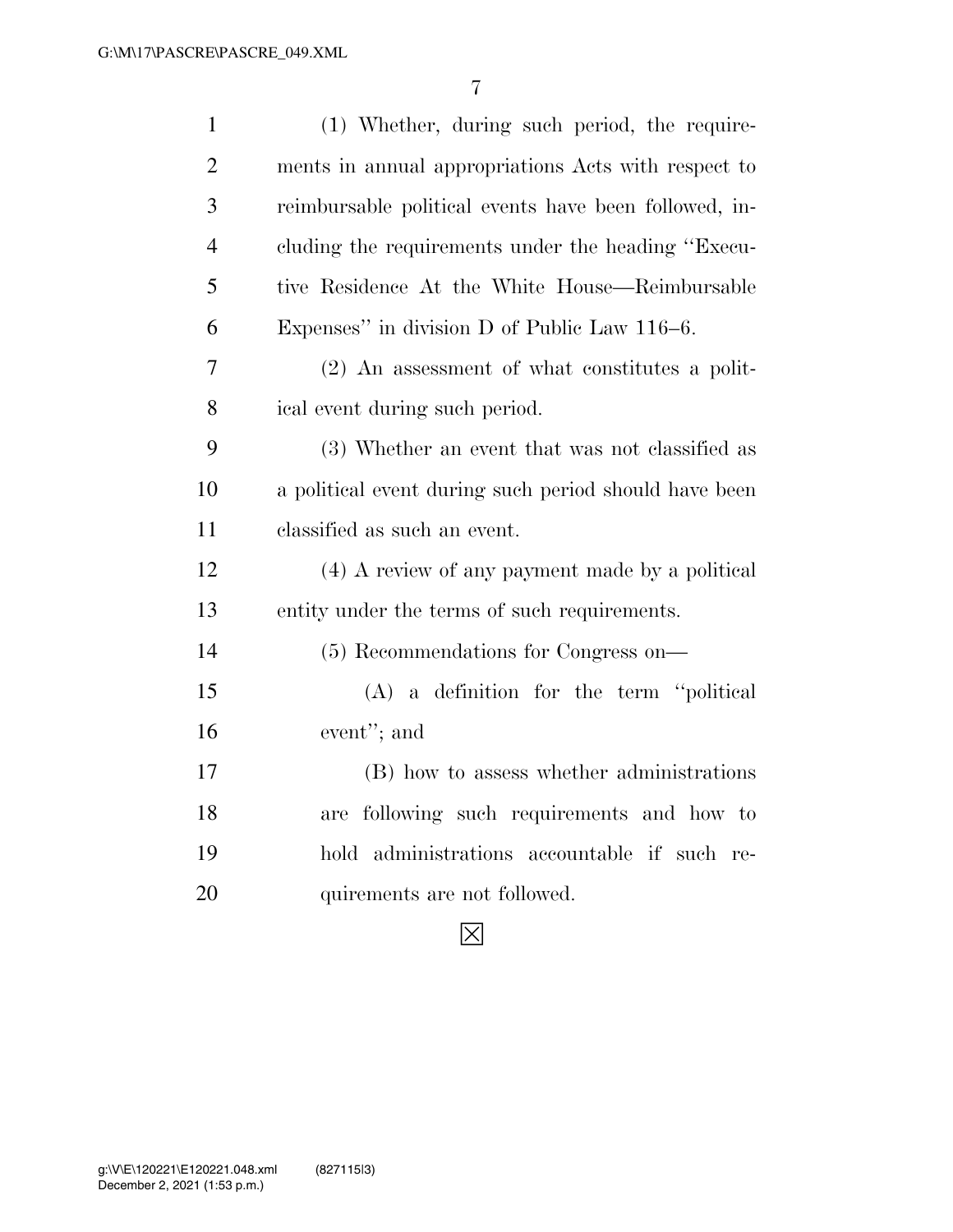(1) Whether, during such period, the requirements in annual appropriations Acts with respect to reimbursable political events have been followed, including the requirements under the heading ''Executive Residence At the White House—Reimbursable Expenses'' in division D of Public Law 116–6.

(2) An assessment of what constitutes a political event during such period.

(3) Whether an event that was not classified as a political event during such period should have been classified as such an event.

(4) A review of any payment made by a political entity under the terms of such requirements.

(5) Recommendations for Congress on—

(A) a definition for the term ''political event''; and

(B) how to assess whether administrations are following such requirements and how to hold administrations accountable if such requirements are not followed.